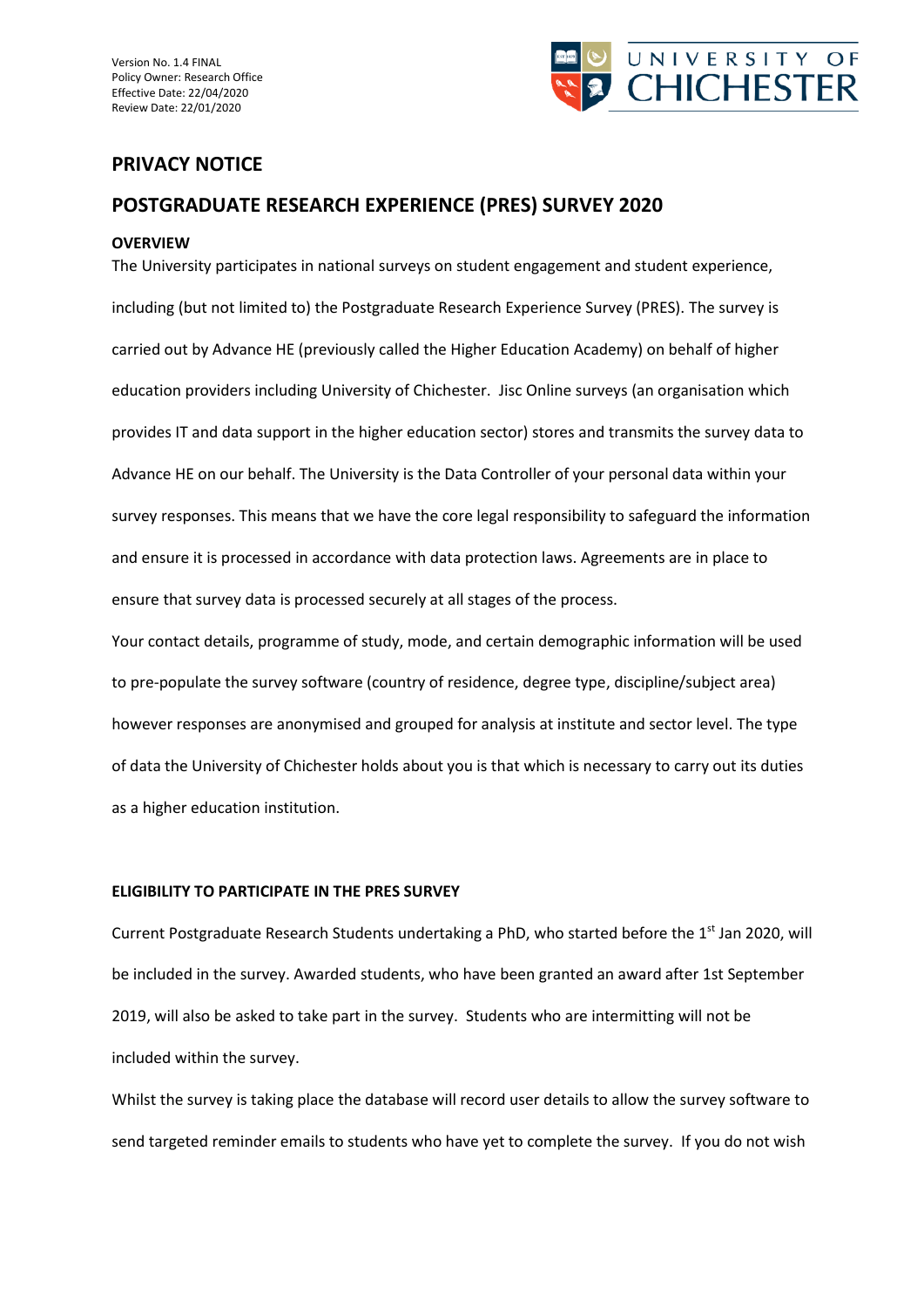Version No. 1.4 FINAL
Policy Owner: Research Office
Effective Date: 22/04/2020
Review Date: 22/01/2020

# PRIVACY NOTICE

## POSTGRADUATE RESEARCH EXPERIENCE (PRES) SURVEY 2020

### OVERVIEW

The University participates in national surveys on student engagement and student experience, including (but not limited to) the Postgraduate Research Experience Survey (PRES). The survey is carried out by Advance HE (previously called the Higher Education Academy) on behalf of higher education providers including University of Chichester. Jisc Online surveys (an organisation which provides IT and data support in the higher education sector) stores and transmits the survey data to Advance HE on our behalf. The University is the Data Controller of your personal data within your survey responses. This means that we have the core legal responsibility to safeguard the information and ensure it is processed in accordance with data protection laws. Agreements are in place to ensure that survey data is processed securely at all stages of the process.

Your contact details, programme of study, mode, and certain demographic information will be used to pre-populate the survey software (country of residence, degree type, discipline/subject area) however responses are anonymised and grouped for analysis at institute and sector level. The type of data the University of Chichester holds about you is that which is necessary to carry out its duties as a higher education institution.

### ELIGIBILITY TO PARTICIPATE IN THE PRES SURVEY

Current Postgraduate Research Students undertaking a PhD, who started before the 1st Jan 2020, will be included in the survey. Awarded students, who have been granted an award after 1st September 2019, will also be asked to take part in the survey. Students who are intermitting will not be included within the survey.

Whilst the survey is taking place the database will record user details to allow the survey software to send targeted reminder emails to students who have yet to complete the survey. If you do not wish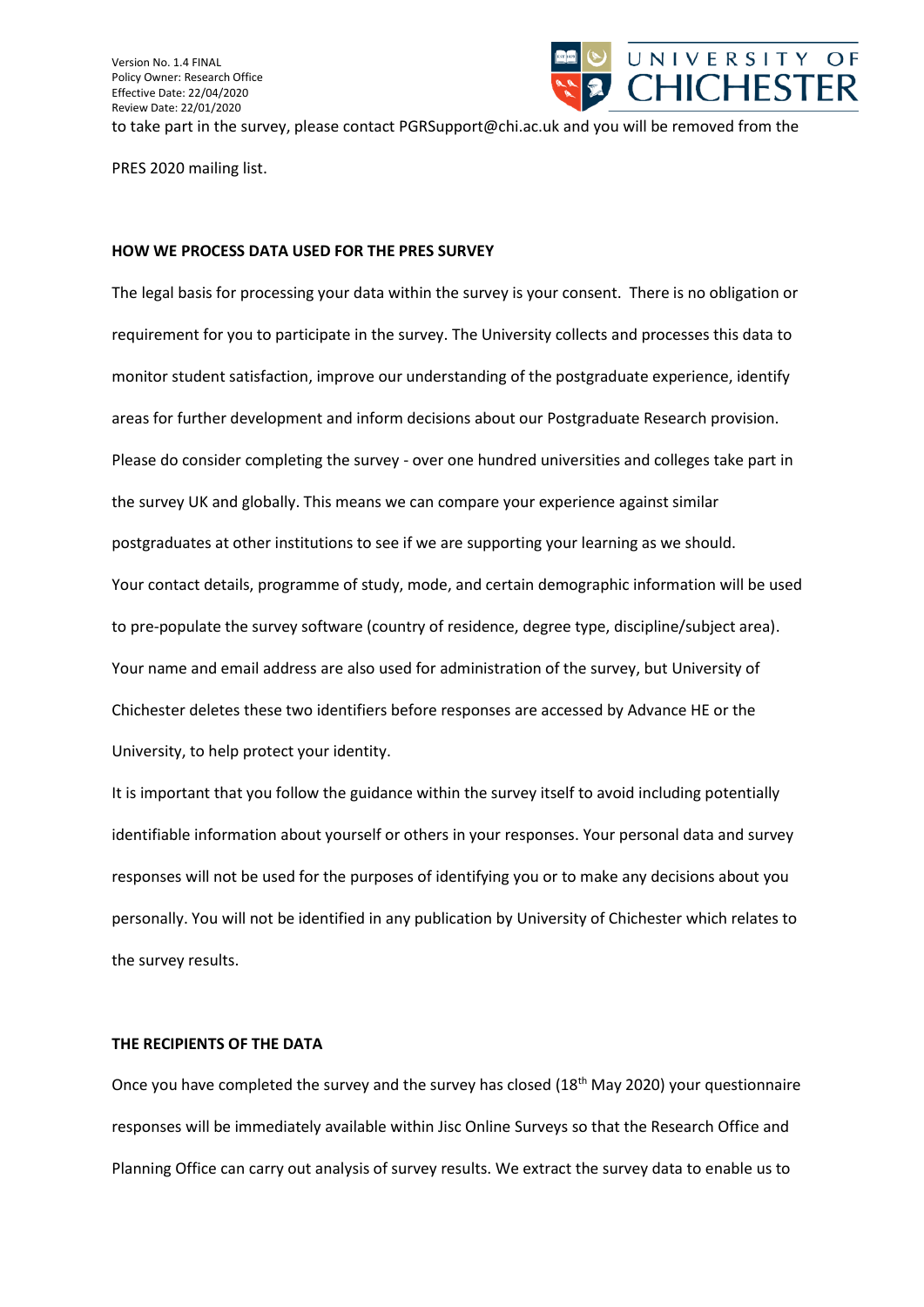to take part in the survey, please contact PGRSupport@chi.ac.uk and you will be removed from the PRES 2020 mailing list.

**HOW WE PROCESS DATA USED FOR THE PRES SURVEY**

The legal basis for processing your data within the survey is your consent. There is no obligation or requirement for you to participate in the survey. The University collects and processes this data to monitor student satisfaction, improve our understanding of the postgraduate experience, identify areas for further development and inform decisions about our Postgraduate Research provision. Please do consider completing the survey - over one hundred universities and colleges take part in the survey UK and globally. This means we can compare your experience against similar postgraduates at other institutions to see if we are supporting your learning as we should.

Your contact details, programme of study, mode, and certain demographic information will be used to pre-populate the survey software (country of residence, degree type, discipline/subject area). Your name and email address are also used for administration of the survey, but University of Chichester deletes these two identifiers before responses are accessed by Advance HE or the University, to help protect your identity.

It is important that you follow the guidance within the survey itself to avoid including potentially identifiable information about yourself or others in your responses. Your personal data and survey responses will not be used for the purposes of identifying you or to make any decisions about you personally. You will not be identified in any publication by University of Chichester which relates to the survey results.

**THE RECIPIENTS OF THE DATA**

Once you have completed the survey and the survey has closed (18th May 2020) your questionnaire responses will be immediately available within Jisc Online Surveys so that the Research Office and Planning Office can carry out analysis of survey results. We extract the survey data to enable us to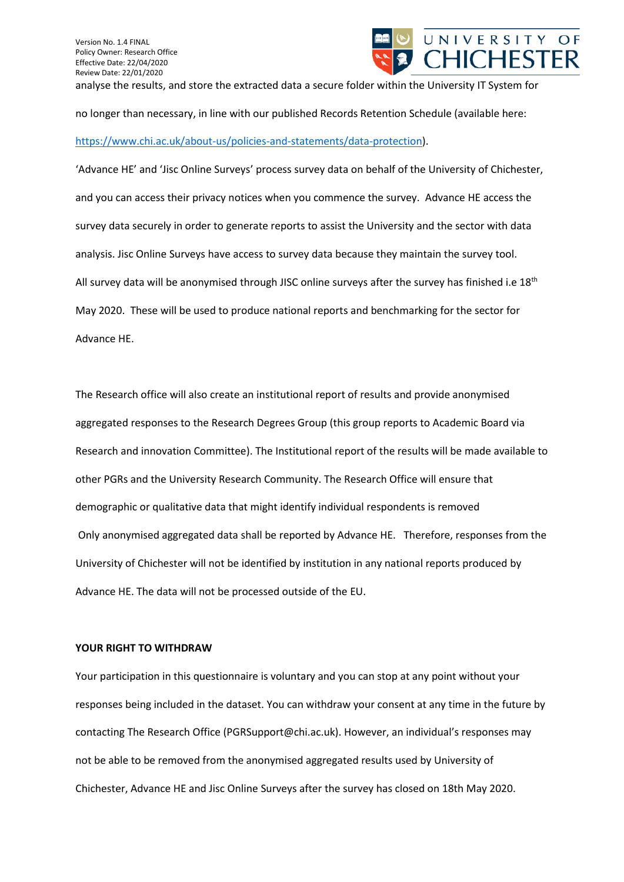analyse the results, and store the extracted data a secure folder within the University IT System for no longer than necessary, in line with our published Records Retention Schedule (available here: [https://www.chi.ac.uk/about-us/policies-and-statements/data-protection](https://www.chi.ac.uk/about-us/policies-and-statements/data-protection)).

'Advance HE' and 'Jisc Online Surveys' process survey data on behalf of the University of Chichester, and you can access their privacy notices when you commence the survey. Advance HE access the survey data securely in order to generate reports to assist the University and the sector with data analysis. Jisc Online Surveys have access to survey data because they maintain the survey tool. All survey data will be anonymised through JISC online surveys after the survey has finished i.e 18th May 2020. These will be used to produce national reports and benchmarking for the sector for Advance HE.

The Research office will also create an institutional report of results and provide anonymised aggregated responses to the Research Degrees Group (this group reports to Academic Board via Research and innovation Committee). The Institutional report of the results will be made available to other PGRs and the University Research Community. The Research Office will ensure that demographic or qualitative data that might identify individual respondents is removed

Only anonymised aggregated data shall be reported by Advance HE. Therefore, responses from the University of Chichester will not be identified by institution in any national reports produced by Advance HE. The data will not be processed outside of the EU.

**YOUR RIGHT TO WITHDRAW**

Your participation in this questionnaire is voluntary and you can stop at any point without your responses being included in the dataset. You can withdraw your consent at any time in the future by contacting The Research Office (PGRSupport@chi.ac.uk). However, an individual's responses may not be able to be removed from the anonymised aggregated results used by University of Chichester, Advance HE and Jisc Online Surveys after the survey has closed on 18th May 2020.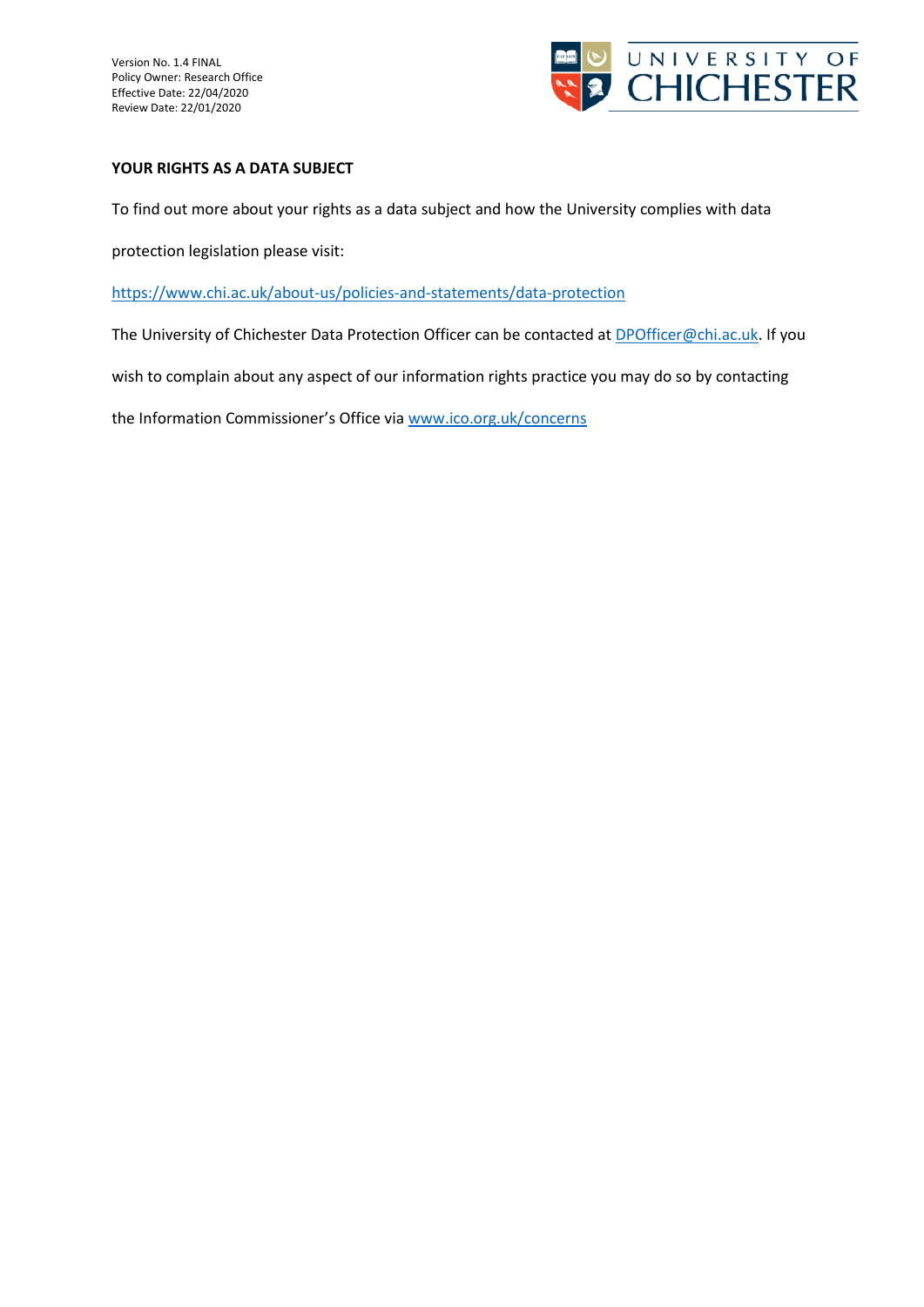**YOUR RIGHTS AS A DATA SUBJECT**

To find out more about your rights as a data subject and how the University complies with data protection legislation please visit:

https://www.chi.ac.uk/about-us/policies-and-statements/data-protection

The University of Chichester Data Protection Officer can be contacted at DPOfficer@chi.ac.uk. If you wish to complain about any aspect of our information rights practice you may do so by contacting the Information Commissioner's Office via www.ico.org.uk/concerns